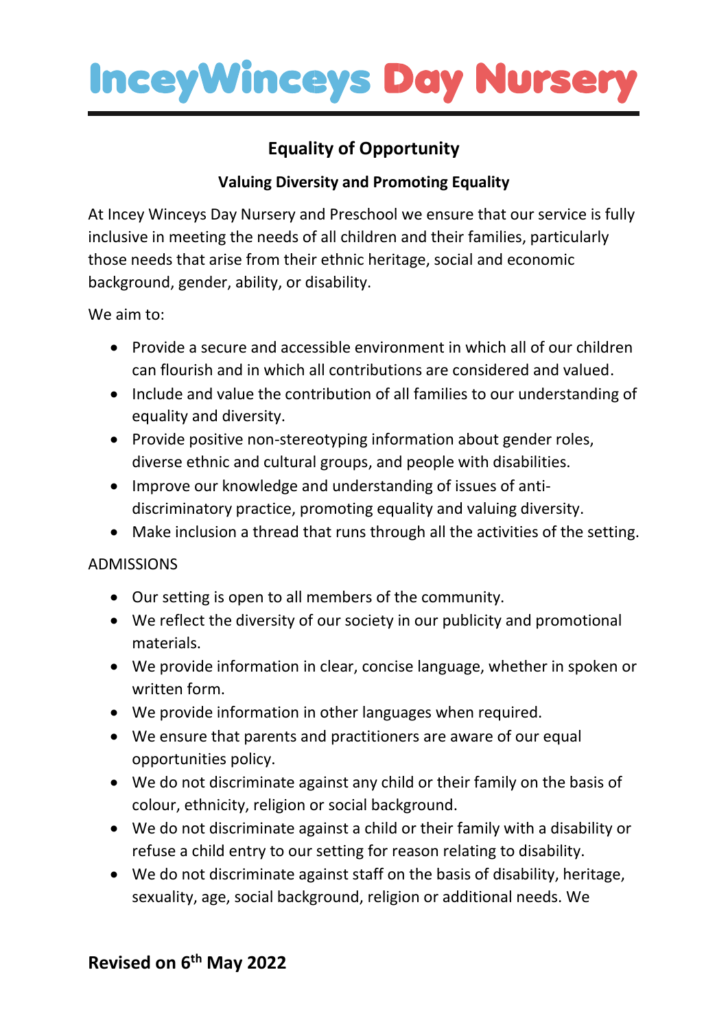# IceyWinceys Day Nursery

## Equality of Opportunity

### Valuing Diversity and Promoting Equality

At Incey Winceys Day Nursery and Preschool we ensure that our service is fully inclusive in meeting the needs of all children and their families, particularly those needs that arise from their ethnic heritage, social and economic background, gender, ability, or disability.

We aim to:

- Provide a secure and accessible environment in which all of our children can flourish and in which all contributions are considered and valued.
- Include and value the contribution of all families to our understanding of equality and diversity.
- Provide positive non-stereotyping information about gender roles, diverse ethnic and cultural groups, and people with disabilities.
- Improve our knowledge and understanding of issues of anti-discriminatory practice, promoting equality and valuing diversity.
- Make inclusion a thread that runs through all the activities of the setting.

ADMISSIONS

- Our setting is open to all members of the community.
- We reflect the diversity of our society in our publicity and promotional materials.
- We provide information in clear, concise language, whether in spoken or written form.
- We provide information in other languages when required.
- We ensure that parents and practitioners are aware of our equal opportunities policy.
- We do not discriminate against any child or their family on the basis of colour, ethnicity, religion or social background.
- We do not discriminate against a child or their family with a disability or refuse a child entry to our setting for reason relating to disability.
- We do not discriminate against staff on the basis of disability, heritage, sexuality, age, social background, religion or additional needs. We

**Revised on 6th May 2022**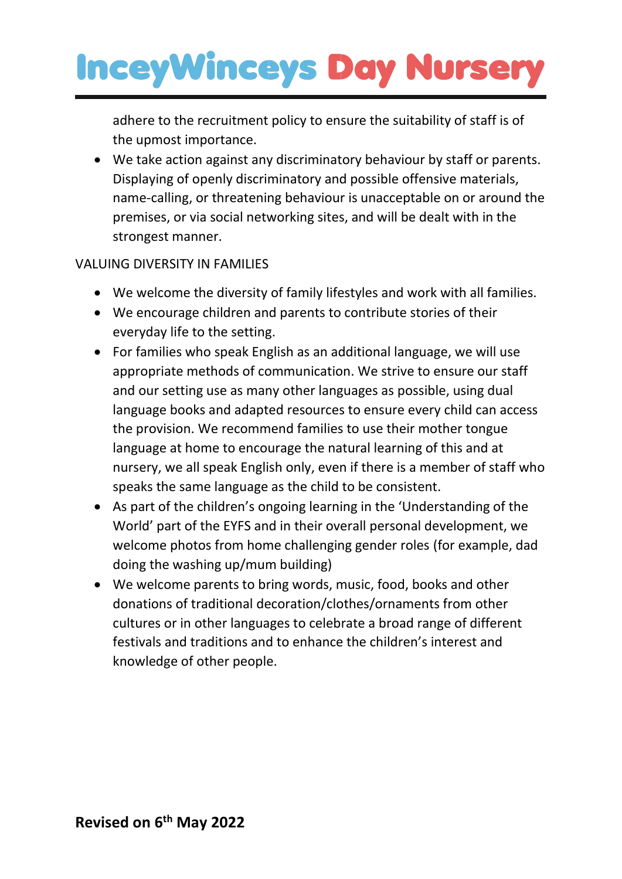adhere to the recruitment policy to ensure the suitability of staff is of the upmost importance.

- We take action against any discriminatory behaviour by staff or parents. Displaying of openly discriminatory and possible offensive materials, name-calling, or threatening behaviour is unacceptable on or around the premises, or via social networking sites, and will be dealt with in the strongest manner.

VALUING DIVERSITY IN FAMILIES

- We welcome the diversity of family lifestyles and work with all families.
- We encourage children and parents to contribute stories of their everyday life to the setting.
- For families who speak English as an additional language, we will use appropriate methods of communication. We strive to ensure our staff and our setting use as many other languages as possible, using dual language books and adapted resources to ensure every child can access the provision. We recommend families to use their mother tongue language at home to encourage the natural learning of this and at nursery, we all speak English only, even if there is a member of staff who speaks the same language as the child to be consistent.
- As part of the children's ongoing learning in the 'Understanding of the World' part of the EYFS and in their overall personal development, we welcome photos from home challenging gender roles (for example, dad doing the washing up/mum building)
- We welcome parents to bring words, music, food, books and other donations of traditional decoration/clothes/ornaments from other cultures or in other languages to celebrate a broad range of different festivals and traditions and to enhance the children's interest and knowledge of other people.

**Revised on 6th May 2022**